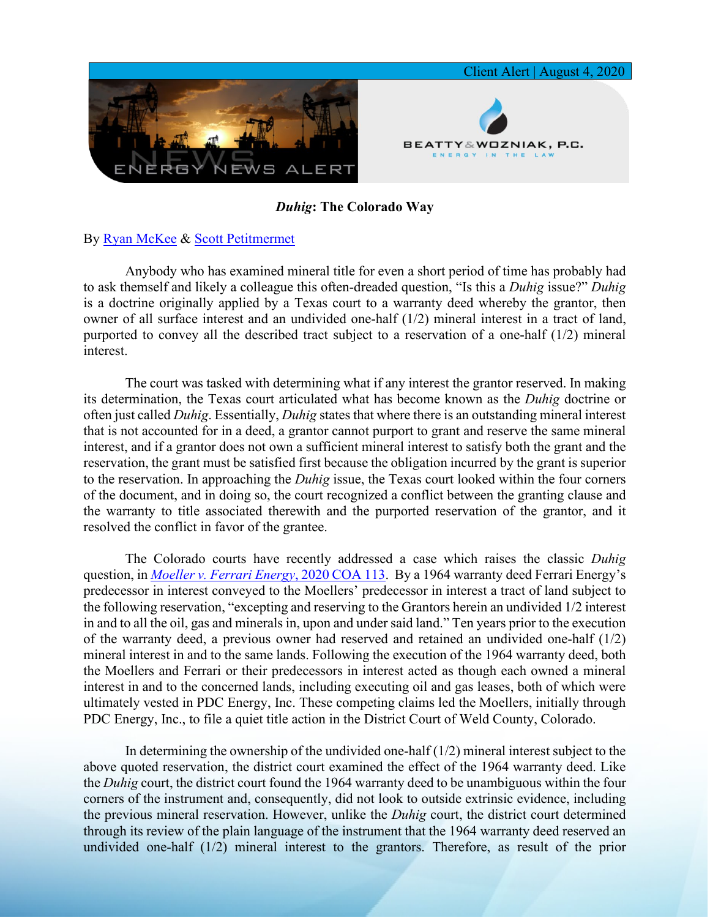Client Alert | August 4, 2020

**ENERGY NEWS ALERT**

**BEATTY & WOZNIAK, P.C.**
ENERGY IN THE LAW

***Duhig*: The Colorado Way**

By [Ryan McKee](#) & [Scott Petitmermet](#)

Anybody who has examined mineral title for even a short period of time has probably had to ask themself and likely a colleague this often-dreaded question, "Is this a *Duhig* issue?" *Duhig* is a doctrine originally applied by a Texas court to a warranty deed whereby the grantor, then owner of all surface interest and an undivided one-half (1/2) mineral interest in a tract of land, purported to convey all the described tract subject to a reservation of a one-half (1/2) mineral interest.

The court was tasked with determining what if any interest the grantor reserved. In making its determination, the Texas court articulated what has become known as the *Duhig* doctrine or often just called *Duhig*. Essentially, *Duhig* states that where there is an outstanding mineral interest that is not accounted for in a deed, a grantor cannot purport to grant and reserve the same mineral interest, and if a grantor does not own a sufficient mineral interest to satisfy both the grant and the reservation, the grant must be satisfied first because the obligation incurred by the grant is superior to the reservation. In approaching the *Duhig* issue, the Texas court looked within the four corners of the document, and in doing so, the court recognized a conflict between the granting clause and the warranty to title associated therewith and the purported reservation of the grantor, and it resolved the conflict in favor of the grantee.

The Colorado courts have recently addressed a case which raises the classic *Duhig* question, in [*Moeller v. Ferrari Energy*, 2020 COA 113](#). By a 1964 warranty deed Ferrari Energy's predecessor in interest conveyed to the Moellers' predecessor in interest a tract of land subject to the following reservation, "excepting and reserving to the Grantors herein an undivided 1/2 interest in and to all the oil, gas and minerals in, upon and under said land." Ten years prior to the execution of the warranty deed, a previous owner had reserved and retained an undivided one-half (1/2) mineral interest in and to the same lands. Following the execution of the 1964 warranty deed, both the Moellers and Ferrari or their predecessors in interest acted as though each owned a mineral interest in and to the concerned lands, including executing oil and gas leases, both of which were ultimately vested in PDC Energy, Inc. These competing claims led the Moellers, initially through PDC Energy, Inc., to file a quiet title action in the District Court of Weld County, Colorado.

In determining the ownership of the undivided one-half (1/2) mineral interest subject to the above quoted reservation, the district court examined the effect of the 1964 warranty deed. Like the *Duhig* court, the district court found the 1964 warranty deed to be unambiguous within the four corners of the instrument and, consequently, did not look to outside extrinsic evidence, including the previous mineral reservation. However, unlike the *Duhig* court, the district court determined through its review of the plain language of the instrument that the 1964 warranty deed reserved an undivided one-half (1/2) mineral interest to the grantors. Therefore, as result of the prior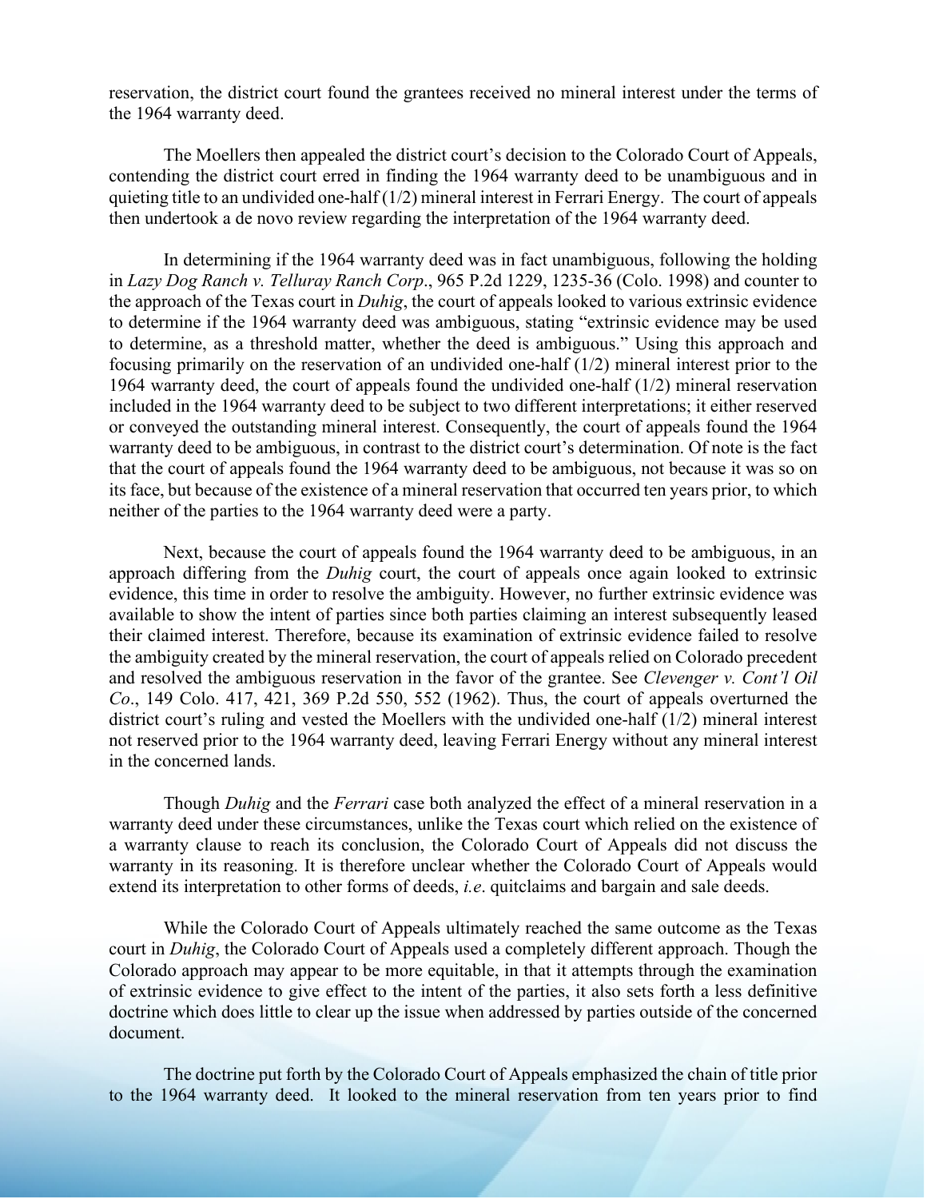reservation, the district court found the grantees received no mineral interest under the terms of the 1964 warranty deed.

The Moellers then appealed the district court's decision to the Colorado Court of Appeals, contending the district court erred in finding the 1964 warranty deed to be unambiguous and in quieting title to an undivided one-half (1/2) mineral interest in Ferrari Energy. The court of appeals then undertook a de novo review regarding the interpretation of the 1964 warranty deed.

In determining if the 1964 warranty deed was in fact unambiguous, following the holding in *Lazy Dog Ranch v. Telluray Ranch Corp*., 965 P.2d 1229, 1235-36 (Colo. 1998) and counter to the approach of the Texas court in *Duhig*, the court of appeals looked to various extrinsic evidence to determine if the 1964 warranty deed was ambiguous, stating "extrinsic evidence may be used to determine, as a threshold matter, whether the deed is ambiguous." Using this approach and focusing primarily on the reservation of an undivided one-half (1/2) mineral interest prior to the 1964 warranty deed, the court of appeals found the undivided one-half (1/2) mineral reservation included in the 1964 warranty deed to be subject to two different interpretations; it either reserved or conveyed the outstanding mineral interest. Consequently, the court of appeals found the 1964 warranty deed to be ambiguous, in contrast to the district court's determination. Of note is the fact that the court of appeals found the 1964 warranty deed to be ambiguous, not because it was so on its face, but because of the existence of a mineral reservation that occurred ten years prior, to which neither of the parties to the 1964 warranty deed were a party.

Next, because the court of appeals found the 1964 warranty deed to be ambiguous, in an approach differing from the *Duhig* court, the court of appeals once again looked to extrinsic evidence, this time in order to resolve the ambiguity. However, no further extrinsic evidence was available to show the intent of parties since both parties claiming an interest subsequently leased their claimed interest. Therefore, because its examination of extrinsic evidence failed to resolve the ambiguity created by the mineral reservation, the court of appeals relied on Colorado precedent and resolved the ambiguous reservation in the favor of the grantee. See *Clevenger v. Cont'l Oil Co*., 149 Colo. 417, 421, 369 P.2d 550, 552 (1962). Thus, the court of appeals overturned the district court's ruling and vested the Moellers with the undivided one-half (1/2) mineral interest not reserved prior to the 1964 warranty deed, leaving Ferrari Energy without any mineral interest in the concerned lands.

Though *Duhig* and the *Ferrari* case both analyzed the effect of a mineral reservation in a warranty deed under these circumstances, unlike the Texas court which relied on the existence of a warranty clause to reach its conclusion, the Colorado Court of Appeals did not discuss the warranty in its reasoning. It is therefore unclear whether the Colorado Court of Appeals would extend its interpretation to other forms of deeds, *i.e*. quitclaims and bargain and sale deeds.

While the Colorado Court of Appeals ultimately reached the same outcome as the Texas court in *Duhig*, the Colorado Court of Appeals used a completely different approach. Though the Colorado approach may appear to be more equitable, in that it attempts through the examination of extrinsic evidence to give effect to the intent of the parties, it also sets forth a less definitive doctrine which does little to clear up the issue when addressed by parties outside of the concerned document.

The doctrine put forth by the Colorado Court of Appeals emphasized the chain of title prior to the 1964 warranty deed. It looked to the mineral reservation from ten years prior to find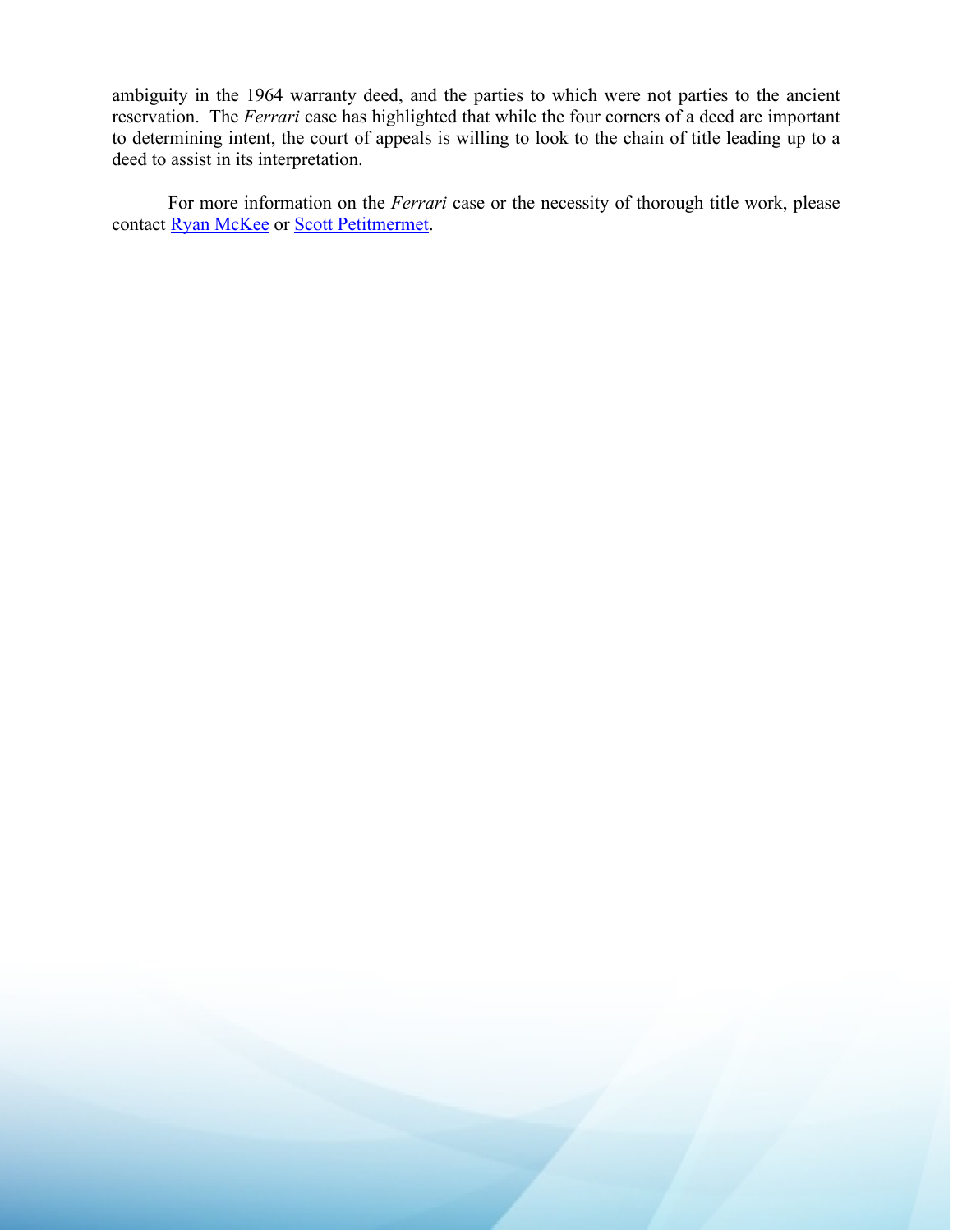ambiguity in the 1964 warranty deed, and the parties to which were not parties to the ancient reservation. The *Ferrari* case has highlighted that while the four corners of a deed are important to determining intent, the court of appeals is willing to look to the chain of title leading up to a deed to assist in its interpretation.

For more information on the *Ferrari* case or the necessity of thorough title work, please contact Ryan McKee or Scott Petitmermet.